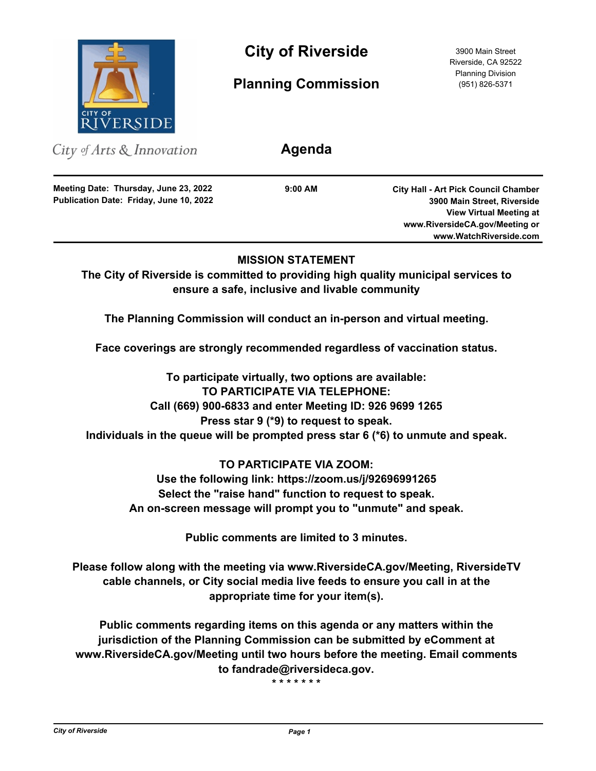# City of Riverside

## Planning Commission

3900 Main Street
Riverside, CA 92522
Planning Division
(951) 826-5371

*City of Arts & Innovation*

## Agenda

**Meeting Date: Thursday, June 23, 2022**
**Publication Date: Friday, June 10, 2022**

**9:00 AM**

**City Hall - Art Pick Council Chamber**
**3900 Main Street, Riverside**
**View Virtual Meeting at**
**www.RiversideCA.gov/Meeting or**
**www.WatchRiverside.com**

---

**MISSION STATEMENT**

**The City of Riverside is committed to providing high quality municipal services to ensure a safe, inclusive and livable community**

**The Planning Commission will conduct an in-person and virtual meeting.**

**Face coverings are strongly recommended regardless of vaccination status.**

**To participate virtually, two options are available:**
**TO PARTICIPATE VIA TELEPHONE:**
**Call (669) 900-6833 and enter Meeting ID: 926 9699 1265**
**Press star 9 (*9) to request to speak.**
**Individuals in the queue will be prompted press star 6 (*6) to unmute and speak.**

**TO PARTICIPATE VIA ZOOM:**
**Use the following link: https://zoom.us/j/92696991265**
**Select the "raise hand" function to request to speak.**
**An on-screen message will prompt you to "unmute" and speak.**

**Public comments are limited to 3 minutes.**

**Please follow along with the meeting via www.RiversideCA.gov/Meeting, RiversideTV cable channels, or City social media live feeds to ensure you call in at the appropriate time for your item(s).**

**Public comments regarding items on this agenda or any matters within the jurisdiction of the Planning Commission can be submitted by eComment at www.RiversideCA.gov/Meeting until two hours before the meeting. Email comments to fandrade@riversideca.gov.**

\* \* \* \* \* \* \*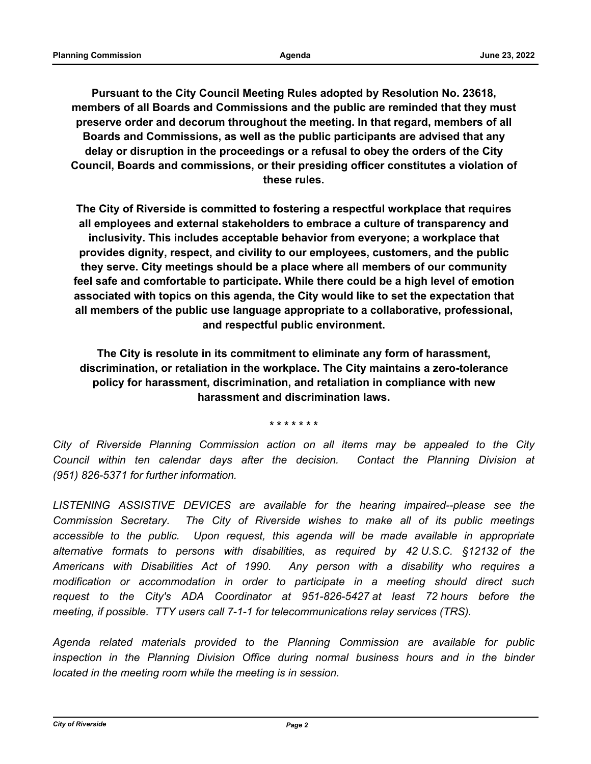**Pursuant to the City Council Meeting Rules adopted by Resolution No. 23618, members of all Boards and Commissions and the public are reminded that they must preserve order and decorum throughout the meeting. In that regard, members of all Boards and Commissions, as well as the public participants are advised that any delay or disruption in the proceedings or a refusal to obey the orders of the City Council, Boards and commissions, or their presiding officer constitutes a violation of these rules.**

**The City of Riverside is committed to fostering a respectful workplace that requires all employees and external stakeholders to embrace a culture of transparency and inclusivity. This includes acceptable behavior from everyone; a workplace that provides dignity, respect, and civility to our employees, customers, and the public they serve. City meetings should be a place where all members of our community feel safe and comfortable to participate. While there could be a high level of emotion associated with topics on this agenda, the City would like to set the expectation that all members of the public use language appropriate to a collaborative, professional, and respectful public environment.**

**The City is resolute in its commitment to eliminate any form of harassment, discrimination, or retaliation in the workplace. The City maintains a zero-tolerance policy for harassment, discrimination, and retaliation in compliance with new harassment and discrimination laws.**

\* \* \* \* \* \* \*

*City of Riverside Planning Commission action on all items may be appealed to the City Council within ten calendar days after the decision. Contact the Planning Division at (951) 826-5371 for further information.*

*LISTENING ASSISTIVE DEVICES are available for the hearing impaired--please see the Commission Secretary. The City of Riverside wishes to make all of its public meetings accessible to the public. Upon request, this agenda will be made available in appropriate alternative formats to persons with disabilities, as required by 42 U.S.C. §12132 of the Americans with Disabilities Act of 1990. Any person with a disability who requires a modification or accommodation in order to participate in a meeting should direct such request to the City's ADA Coordinator at 951-826-5427 at least 72 hours before the meeting, if possible. TTY users call 7-1-1 for telecommunications relay services (TRS).*

*Agenda related materials provided to the Planning Commission are available for public inspection in the Planning Division Office during normal business hours and in the binder located in the meeting room while the meeting is in session.*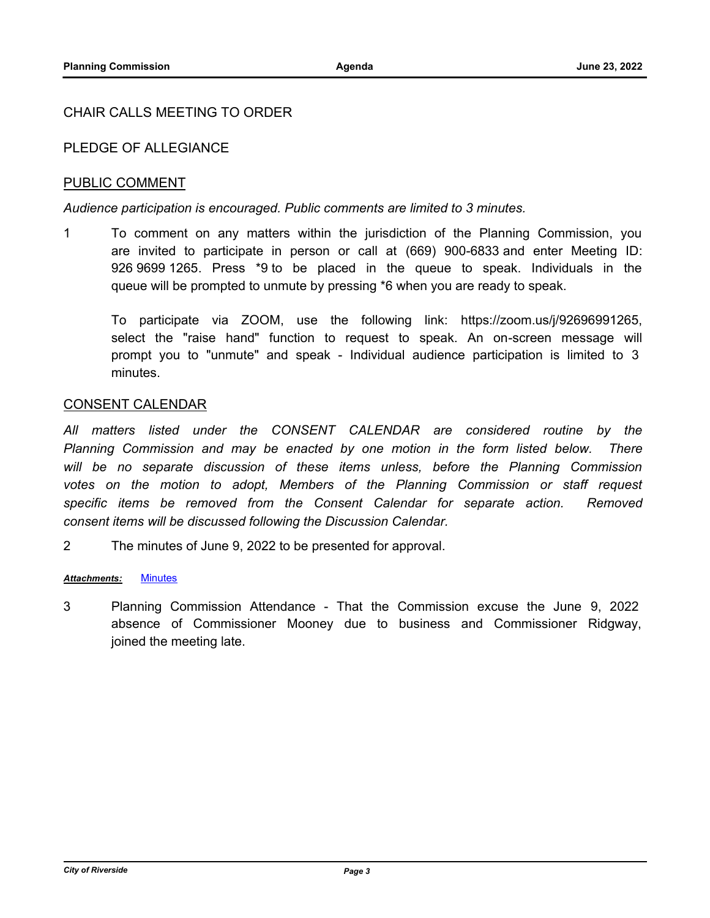CHAIR CALLS MEETING TO ORDER

PLEDGE OF ALLEGIANCE

## PUBLIC COMMENT

*Audience participation is encouraged. Public comments are limited to 3 minutes.*

1 To comment on any matters within the jurisdiction of the Planning Commission, you are invited to participate in person or call at (669) 900-6833 and enter Meeting ID: 926 9699 1265. Press *9 to be placed in the queue to speak. Individuals in the queue will be prompted to unmute by pressing *6 when you are ready to speak.

To participate via ZOOM, use the following link: https://zoom.us/j/92696991265, select the "raise hand" function to request to speak. An on-screen message will prompt you to "unmute" and speak - Individual audience participation is limited to 3 minutes.

## CONSENT CALENDAR

*All matters listed under the CONSENT CALENDAR are considered routine by the Planning Commission and may be enacted by one motion in the form listed below. There will be no separate discussion of these items unless, before the Planning Commission votes on the motion to adopt, Members of the Planning Commission or staff request specific items be removed from the Consent Calendar for separate action. Removed consent items will be discussed following the Discussion Calendar.*

2 The minutes of June 9, 2022 to be presented for approval.

***Attachments:*** Minutes

3 Planning Commission Attendance - That the Commission excuse the June 9, 2022 absence of Commissioner Mooney due to business and Commissioner Ridgway, joined the meeting late.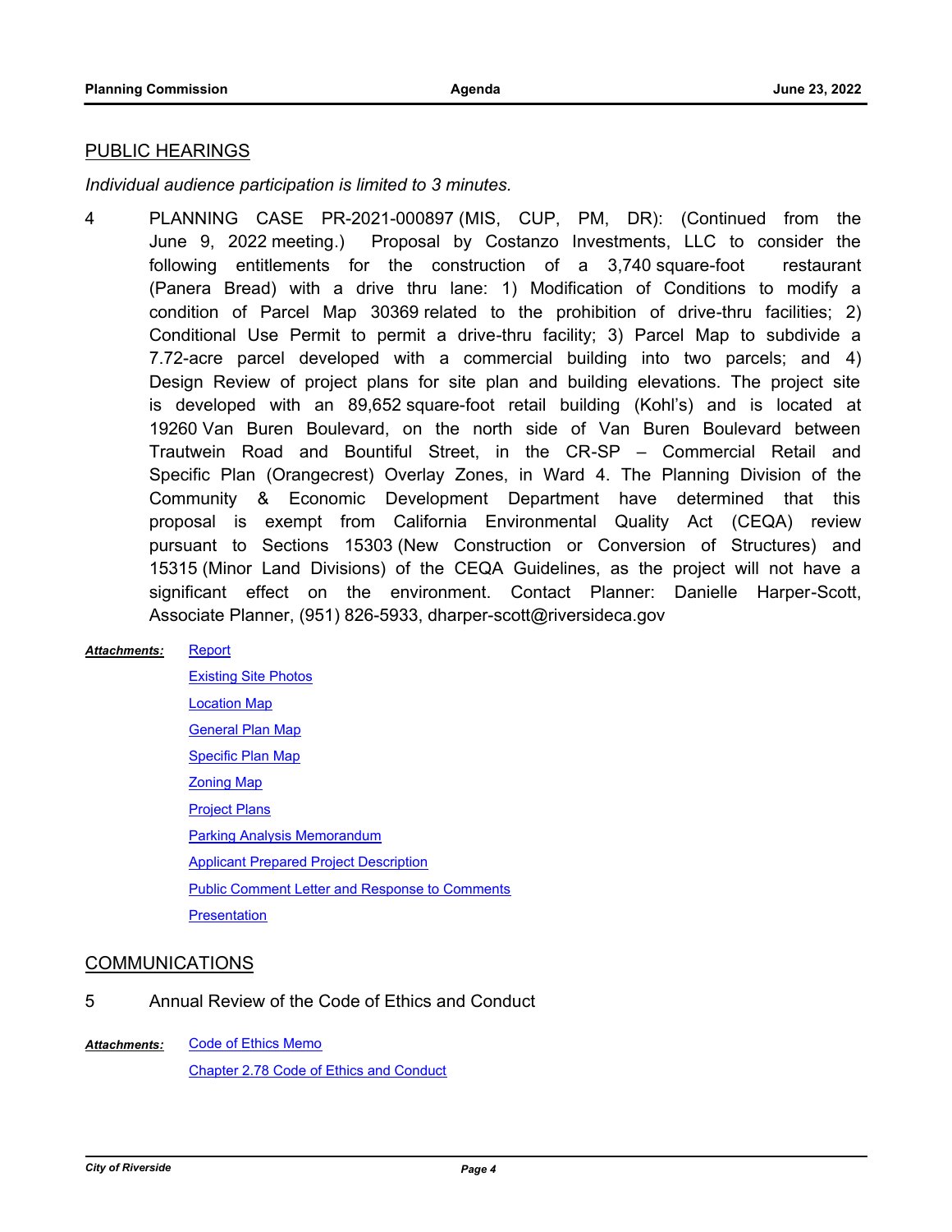## PUBLIC HEARINGS

*Individual audience participation is limited to 3 minutes.*

4 PLANNING CASE PR-2021-000897 (MIS, CUP, PM, DR): (Continued from the June 9, 2022 meeting.) Proposal by Costanzo Investments, LLC to consider the following entitlements for the construction of a 3,740 square-foot restaurant (Panera Bread) with a drive thru lane: 1) Modification of Conditions to modify a condition of Parcel Map 30369 related to the prohibition of drive-thru facilities; 2) Conditional Use Permit to permit a drive-thru facility; 3) Parcel Map to subdivide a 7.72-acre parcel developed with a commercial building into two parcels; and 4) Design Review of project plans for site plan and building elevations. The project site is developed with an 89,652 square-foot retail building (Kohl's) and is located at 19260 Van Buren Boulevard, on the north side of Van Buren Boulevard between Trautwein Road and Bountiful Street, in the CR-SP – Commercial Retail and Specific Plan (Orangecrest) Overlay Zones, in Ward 4. The Planning Division of the Community & Economic Development Department have determined that this proposal is exempt from California Environmental Quality Act (CEQA) review pursuant to Sections 15303 (New Construction or Conversion of Structures) and 15315 (Minor Land Divisions) of the CEQA Guidelines, as the project will not have a significant effect on the environment. Contact Planner: Danielle Harper-Scott, Associate Planner, (951) 826-5933, dharper-scott@riversideca.gov

***Attachments:***
- Report
- Existing Site Photos
- Location Map
- General Plan Map
- Specific Plan Map
- Zoning Map
- Project Plans
- Parking Analysis Memorandum
- Applicant Prepared Project Description
- Public Comment Letter and Response to Comments
- Presentation

## COMMUNICATIONS

5 Annual Review of the Code of Ethics and Conduct

***Attachments:***
- Code of Ethics Memo
- Chapter 2.78 Code of Ethics and Conduct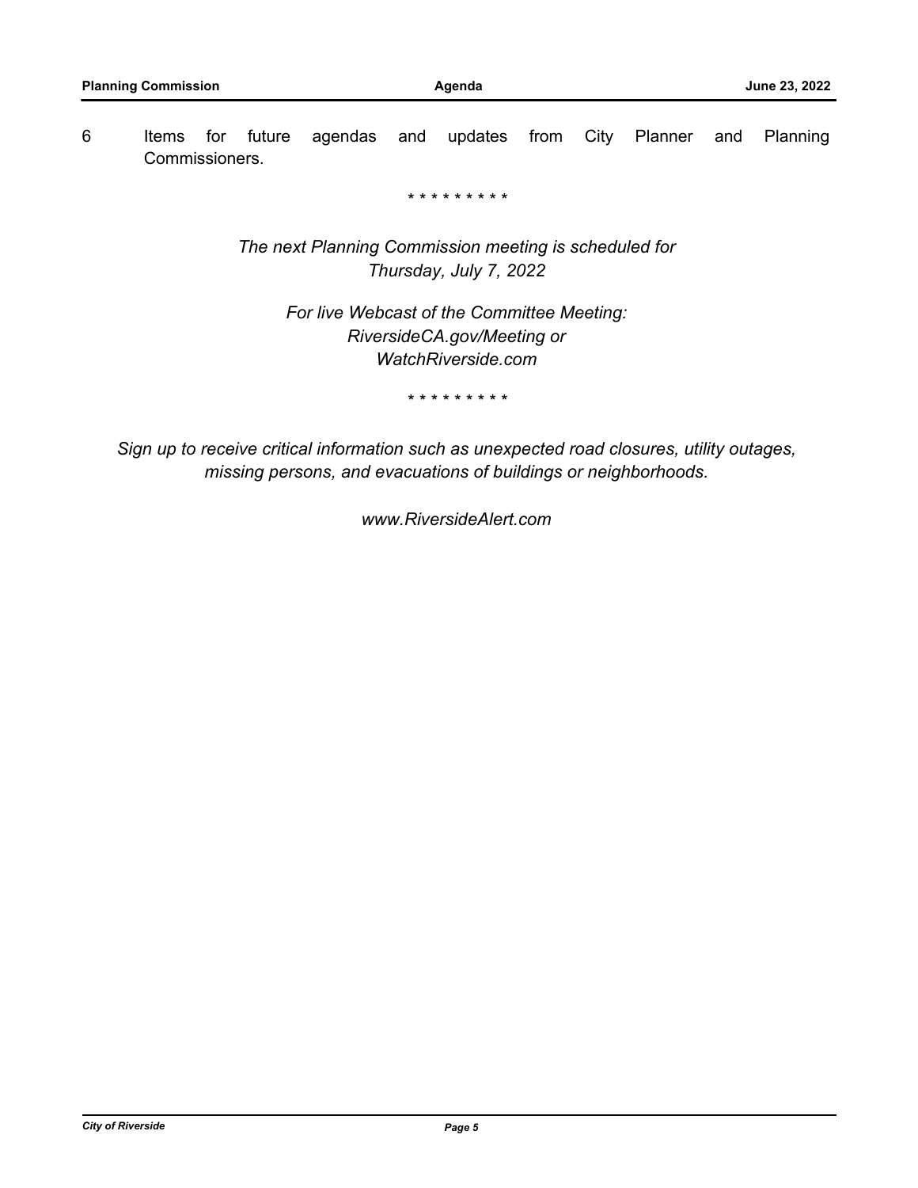6 Items for future agendas and updates from City Planner and Planning Commissioners.

* * * * * * * * *

*The next Planning Commission meeting is scheduled for*
*Thursday, July 7, 2022*

*For live Webcast of the Committee Meeting:*
*RiversideCA.gov/Meeting or*
*WatchRiverside.com*

* * * * * * * * *

*Sign up to receive critical information such as unexpected road closures, utility outages, missing persons, and evacuations of buildings or neighborhoods.*

*www.RiversideAlert.com*